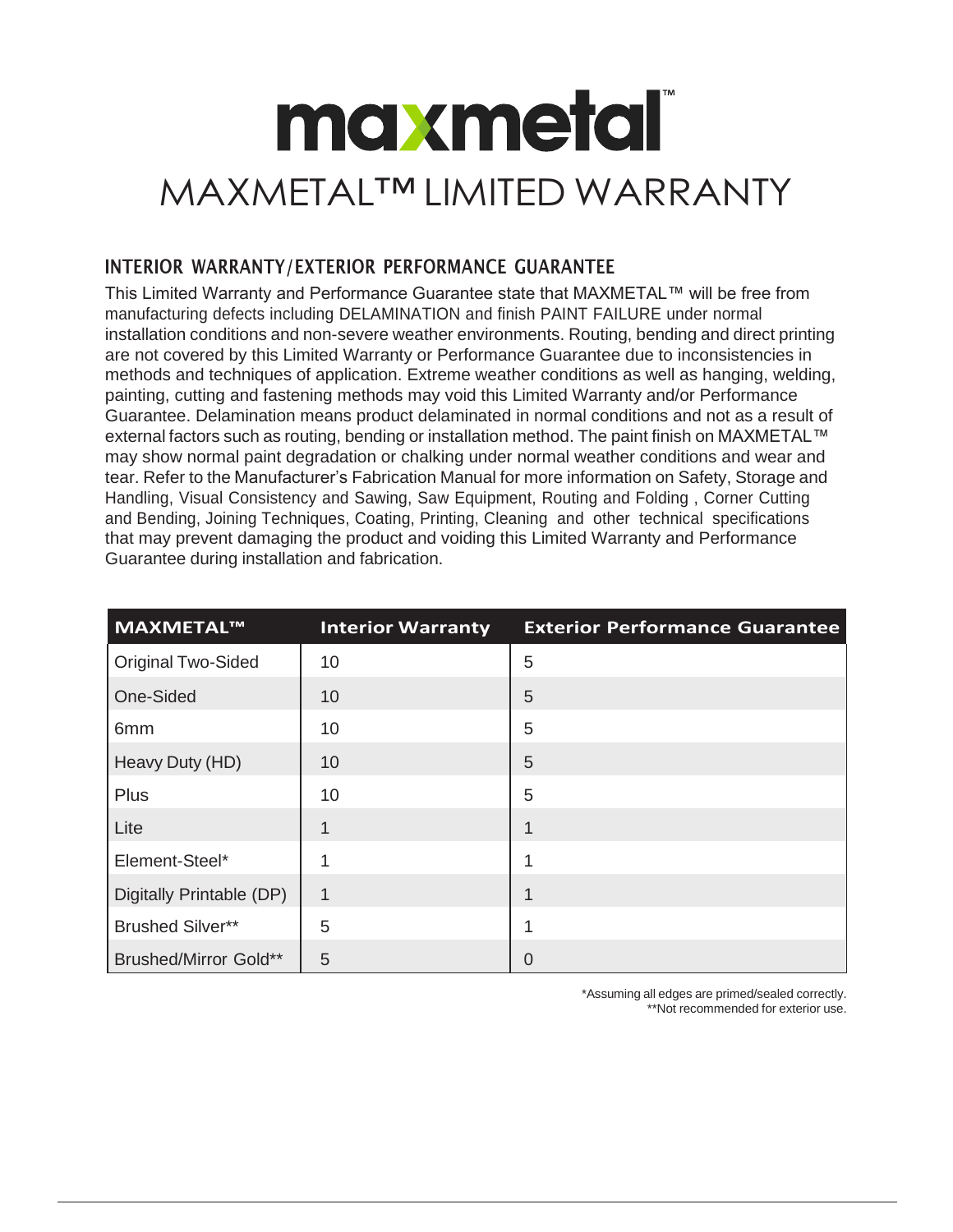# maxmetal™

# MAXMETAL™ LIMITED WARRANTY

## INTERIOR WARRANTY/EXTERIOR PERFORMANCE GUARANTEE

This Limited Warranty and Performance Guarantee state that MAXMETAL™ will be free from manufacturing defects including DELAMINATION and finish PAINT FAILURE under normal installation conditions and non-severe weather environments. Routing, bending and direct printing are not covered by this Limited Warranty or Performance Guarantee due to inconsistencies in methods and techniques of application. Extreme weather conditions as well as hanging, welding, painting, cutting and fastening methods may void this Limited Warranty and/or Performance Guarantee. Delamination means product delaminated in normal conditions and not as a result of external factors such as routing, bending or installation method. The paint finish on MAXMETAL™ may show normal paint degradation or chalking under normal weather conditions and wear and tear. Refer to the Manufacturer's Fabrication Manual for more information on Safety, Storage and Handling, Visual Consistency and Sawing, Saw Equipment, Routing and Folding , Corner Cutting and Bending, Joining Techniques, Coating, Printing, Cleaning and other technical specifications that may prevent damaging the product and voiding this Limited Warranty and Performance Guarantee during installation and fabrication.

| MAXMETAL™ | Interior Warranty | Exterior Performance Guarantee |
|---|---|---|
| Original Two-Sided | 10 | 5 |
| One-Sided | 10 | 5 |
| 6mm | 10 | 5 |
| Heavy Duty (HD) | 10 | 5 |
| Plus | 10 | 5 |
| Lite | 1 | 1 |
| Element-Steel* | 1 | 1 |
| Digitally Printable (DP) | 1 | 1 |
| Brushed Silver** | 5 | 1 |
| Brushed/Mirror Gold** | 5 | 0 |

*Assuming all edges are primed/sealed correctly.
**Not recommended for exterior use.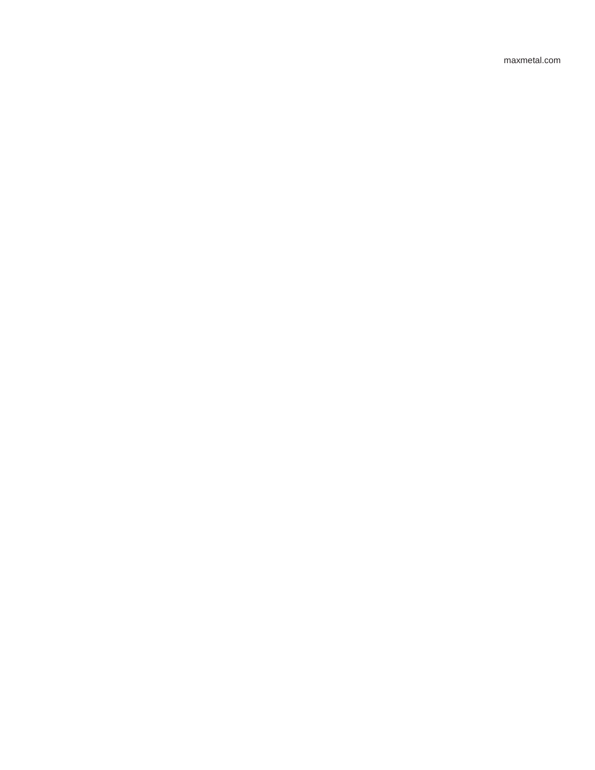maxmetal.com